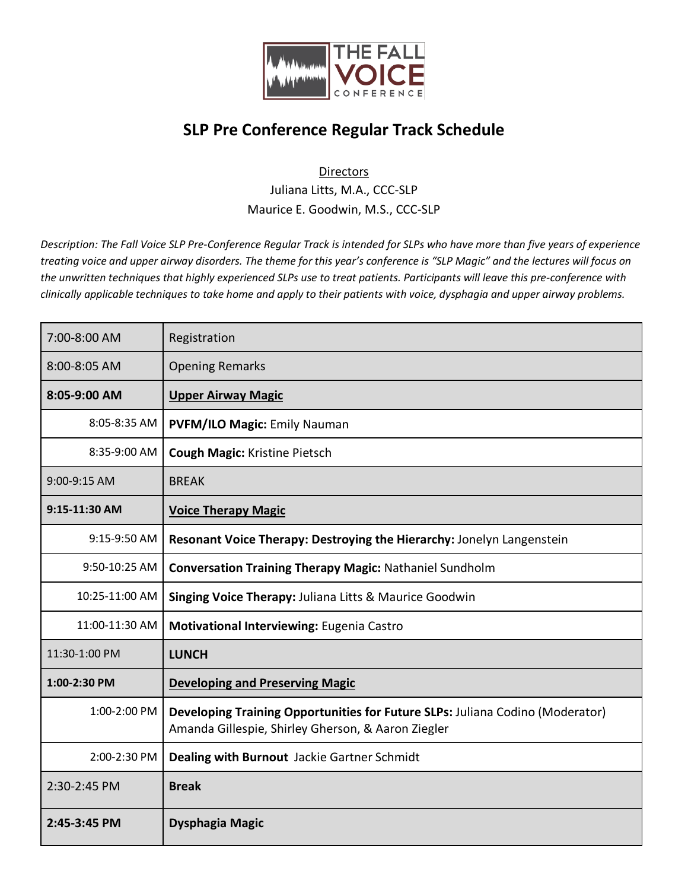THE FALL VOICE CONFERENCE

# SLP Pre Conference Regular Track Schedule

Directors

Juliana Litts, M.A., CCC-SLP

Maurice E. Goodwin, M.S., CCC-SLP

*Description: The Fall Voice SLP Pre-Conference Regular Track is intended for SLPs who have more than five years of experience treating voice and upper airway disorders. The theme for this year's conference is "SLP Magic" and the lectures will focus on the unwritten techniques that highly experienced SLPs use to treat patients. Participants will leave this pre-conference with clinically applicable techniques to take home and apply to their patients with voice, dysphagia and upper airway problems.*

| Time | Session |
|---|---|
| 7:00-8:00 AM | Registration |
| 8:00-8:05 AM | Opening Remarks |
| **8:05-9:00 AM** | **Upper Airway Magic** |
| 8:05-8:35 AM | **PVFM/ILO Magic:** Emily Nauman |
| 8:35-9:00 AM | **Cough Magic:** Kristine Pietsch |
| 9:00-9:15 AM | BREAK |
| **9:15-11:30 AM** | **Voice Therapy Magic** |
| 9:15-9:50 AM | **Resonant Voice Therapy: Destroying the Hierarchy:** Jonelyn Langenstein |
| 9:50-10:25 AM | **Conversation Training Therapy Magic:** Nathaniel Sundholm |
| 10:25-11:00 AM | **Singing Voice Therapy:** Juliana Litts & Maurice Goodwin |
| 11:00-11:30 AM | **Motivational Interviewing:** Eugenia Castro |
| 11:30-1:00 PM | **LUNCH** |
| **1:00-2:30 PM** | **Developing and Preserving Magic** |
| 1:00-2:00 PM | **Developing Training Opportunities for Future SLPs:** Juliana Codino (Moderator) Amanda Gillespie, Shirley Gherson, & Aaron Ziegler |
| 2:00-2:30 PM | **Dealing with Burnout** Jackie Gartner Schmidt |
| 2:30-2:45 PM | **Break** |
| **2:45-3:45 PM** | **Dysphagia Magic** |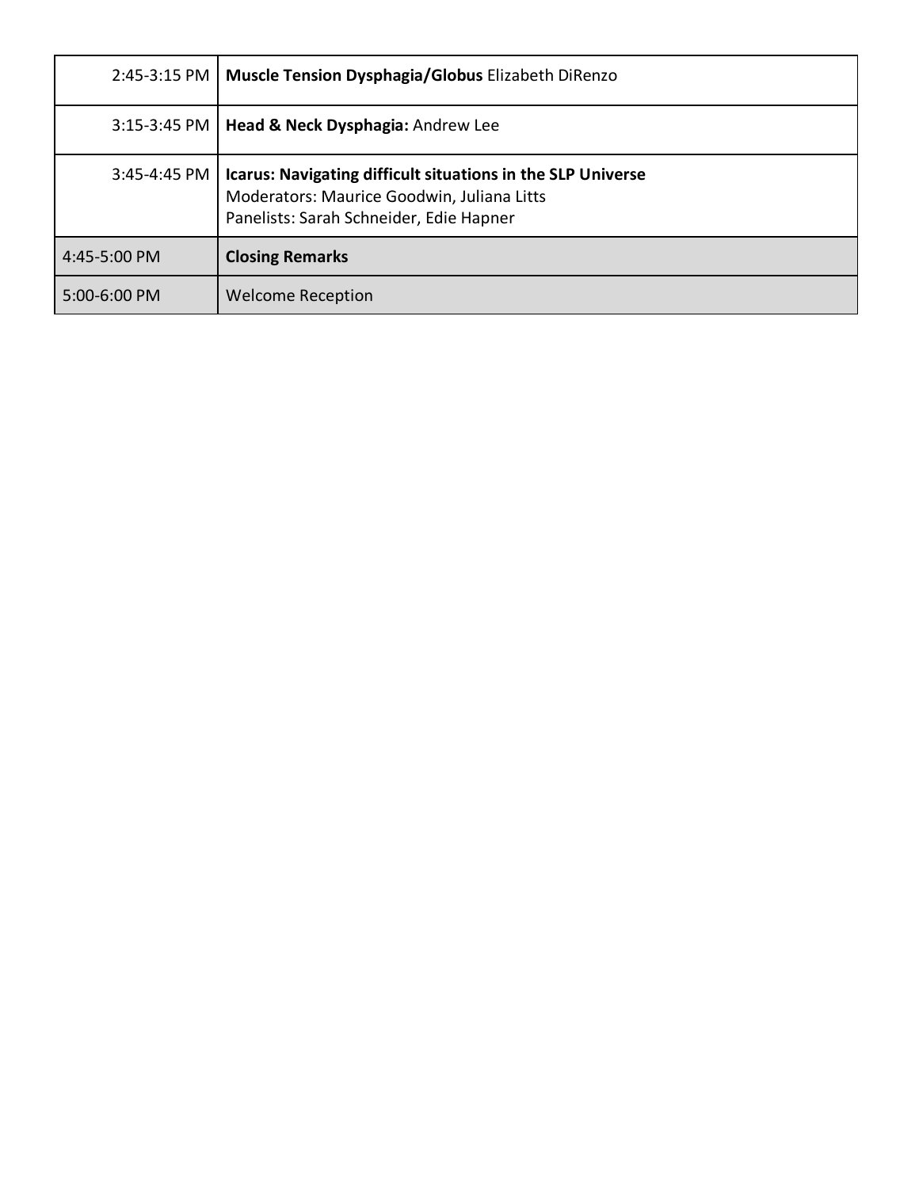| | |
|---|---|
| 2:45-3:15 PM | **Muscle Tension Dysphagia/Globus** Elizabeth DiRenzo |
| 3:15-3:45 PM | **Head & Neck Dysphagia:** Andrew Lee |
| 3:45-4:45 PM | **Icarus: Navigating difficult situations in the SLP Universe**<br>Moderators: Maurice Goodwin, Juliana Litts<br>Panelists: Sarah Schneider, Edie Hapner |
| 4:45-5:00 PM | **Closing Remarks** |
| 5:00-6:00 PM | Welcome Reception |